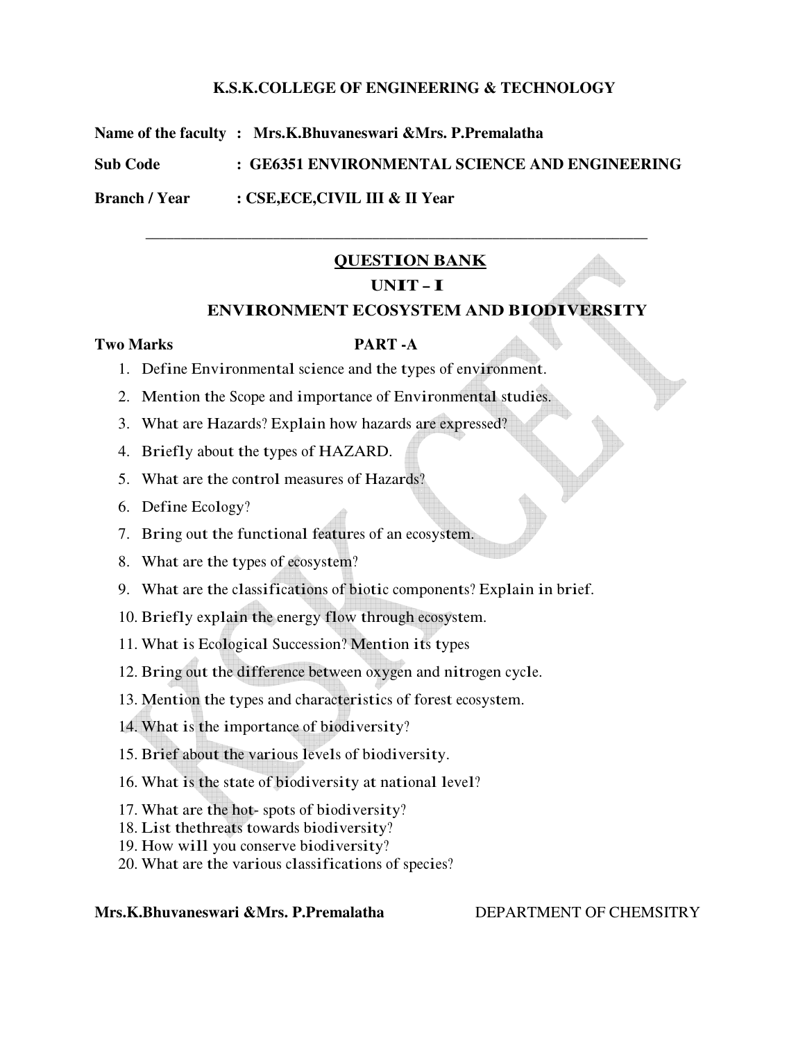**K.S.K.COLLEGE OF ENGINEERING & TECHNOLOGY**

**Name of the faculty : Mrs.K.Bhuvaneswari &Mrs. P.Premalatha**

**Sub Code : GE6351 ENVIRONMENTAL SCIENCE AND ENGINEERING**

**Branch / Year : CSE,ECE,CIVIL III & II Year**

---

## QUESTION BANK

## UNIT – I

## ENVIRONMENT ECOSYSTEM AND BIODIVERSITY

**Two Marks** **PART -A**

1. Define Environmental science and the types of environment.
2. Mention the Scope and importance of Environmental studies.
3. What are Hazards? Explain how hazards are expressed?
4. Briefly about the types of HAZARD.
5. What are the control measures of Hazards?
6. Define Ecology?
7. Bring out the functional features of an ecosystem.
8. What are the types of ecosystem?
9. What are the classifications of biotic components? Explain in brief.
10. Briefly explain the energy flow through ecosystem.
11. What is Ecological Succession? Mention its types
12. Bring out the difference between oxygen and nitrogen cycle.
13. Mention the types and characteristics of forest ecosystem.
14. What is the importance of biodiversity?
15. Brief about the various levels of biodiversity.
16. What is the state of biodiversity at national level?
17. What are the hot- spots of biodiversity?
18. List thethreats towards biodiversity?
19. How will you conserve biodiversity?
20. What are the various classifications of species?

**Mrs.K.Bhuvaneswari &Mrs. P.Premalatha** DEPARTMENT OF CHEMSITRY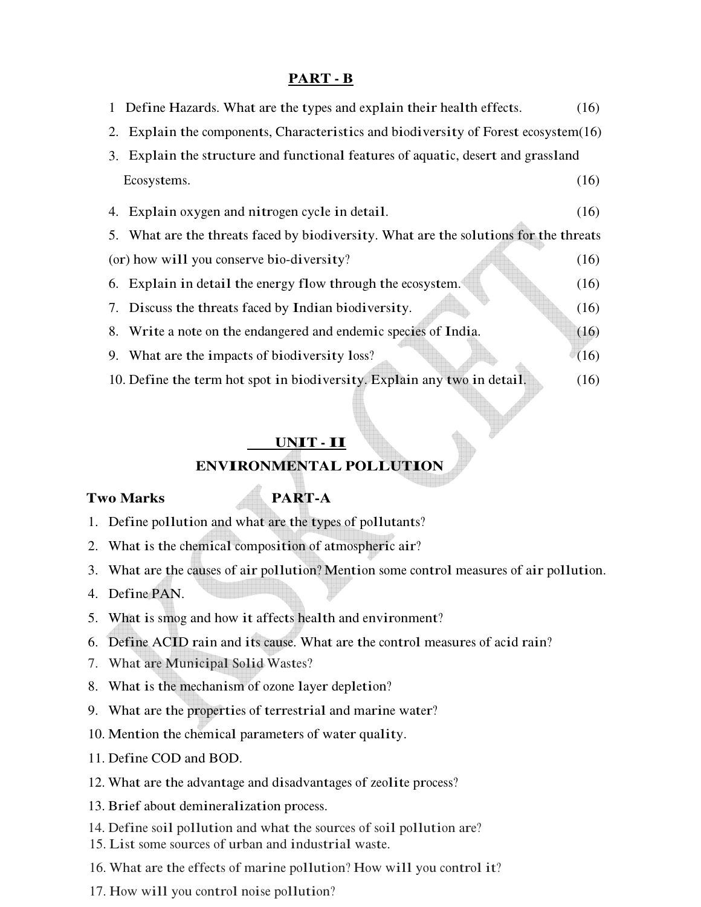## PART - B

1. Define Hazards. What are the types and explain their health effects. (16)
2. Explain the components, Characteristics and biodiversity of Forest ecosystem(16)
3. Explain the structure and functional features of aquatic, desert and grassland Ecosystems. (16)
4. Explain oxygen and nitrogen cycle in detail. (16)
5. What are the threats faced by biodiversity. What are the solutions for the threats (or) how will you conserve bio-diversity? (16)
6. Explain in detail the energy flow through the ecosystem. (16)
7. Discuss the threats faced by Indian biodiversity. (16)
8. Write a note on the endangered and endemic species of India. (16)
9. What are the impacts of biodiversity loss? (16)
10. Define the term hot spot in biodiversity. Explain any two in detail. (16)

## UNIT - II

## ENVIRONMENTAL POLLUTION

**Two Marks** **PART-A**

1. Define pollution and what are the types of pollutants?
2. What is the chemical composition of atmospheric air?
3. What are the causes of air pollution? Mention some control measures of air pollution.
4. Define PAN.
5. What is smog and how it affects health and environment?
6. Define ACID rain and its cause. What are the control measures of acid rain?
7. What are Municipal Solid Wastes?
8. What is the mechanism of ozone layer depletion?
9. What are the properties of terrestrial and marine water?
10. Mention the chemical parameters of water quality.
11. Define COD and BOD.
12. What are the advantage and disadvantages of zeolite process?
13. Brief about demineralization process.
14. Define soil pollution and what the sources of soil pollution are?
15. List some sources of urban and industrial waste.
16. What are the effects of marine pollution? How will you control it?
17. How will you control noise pollution?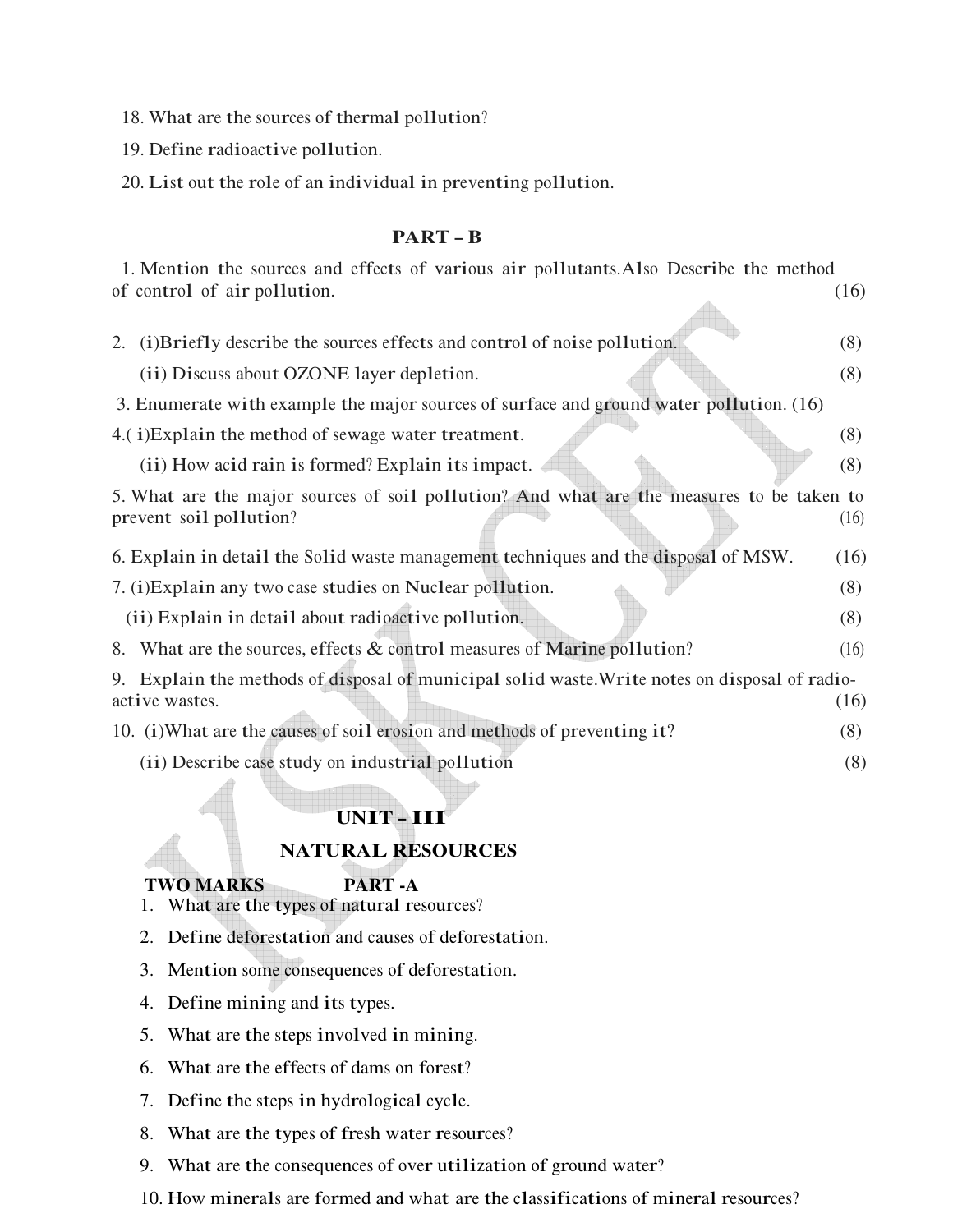18. What are the sources of thermal pollution?
19. Define radioactive pollution.
20. List out the role of an individual in preventing pollution.

## PART – B

1. Mention the sources and effects of various air pollutants.Also Describe the method of control of air pollution. (16)

2. (i)Briefly describe the sources effects and control of noise pollution. (8)

   (ii) Discuss about OZONE layer depletion. (8)

3. Enumerate with example the major sources of surface and ground water pollution. (16)

4. ( i)Explain the method of sewage water treatment. (8)

   (ii) How acid rain is formed? Explain its impact. (8)

5. What are the major sources of soil pollution? And what are the measures to be taken to prevent soil pollution? (16)

6. Explain in detail the Solid waste management techniques and the disposal of MSW. (16)

7. (i)Explain any two case studies on Nuclear pollution. (8)

   (ii) Explain in detail about radioactive pollution. (8)

8. What are the sources, effects & control measures of Marine pollution? (16)

9. Explain the methods of disposal of municipal solid waste.Write notes on disposal of radio-active wastes. (16)

10. (i)What are the causes of soil erosion and methods of preventing it? (8)

    (ii) Describe case study on industrial pollution (8)

## UNIT – III

## NATURAL RESOURCES

**TWO MARKS PART -A**

1. What are the types of natural resources?
2. Define deforestation and causes of deforestation.
3. Mention some consequences of deforestation.
4. Define mining and its types.
5. What are the steps involved in mining.
6. What are the effects of dams on forest?
7. Define the steps in hydrological cycle.
8. What are the types of fresh water resources?
9. What are the consequences of over utilization of ground water?
10. How minerals are formed and what are the classifications of mineral resources?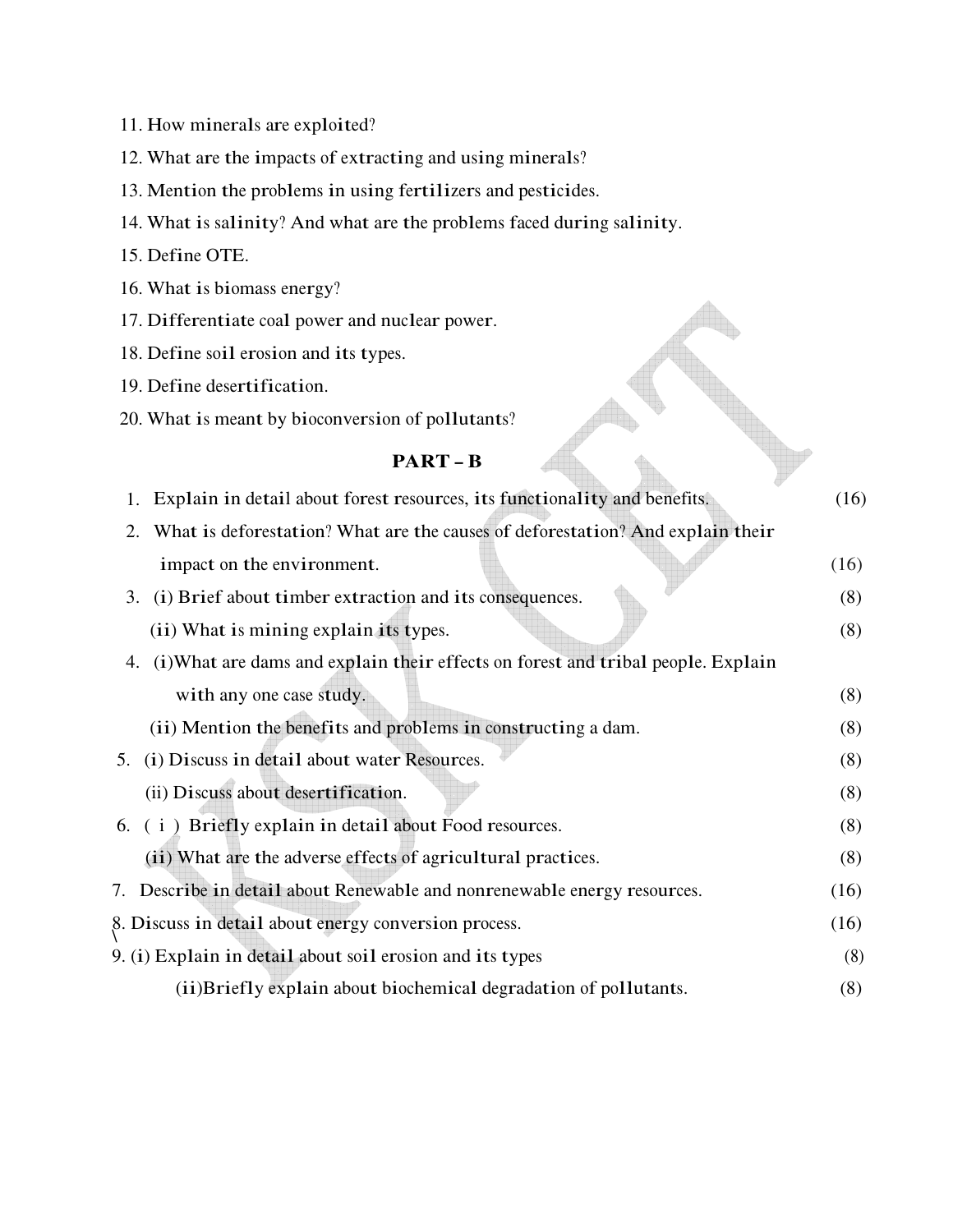11. How minerals are exploited?
12. What are the impacts of extracting and using minerals?
13. Mention the problems in using fertilizers and pesticides.
14. What is salinity? And what are the problems faced during salinity.
15. Define OTE.
16. What is biomass energy?
17. Differentiate coal power and nuclear power.
18. Define soil erosion and its types.
19. Define desertification.
20. What is meant by bioconversion of pollutants?

## PART – B

1. Explain in detail about forest resources, its functionality and benefits. (16)
2. What is deforestation? What are the causes of deforestation? And explain their impact on the environment. (16)
3. (i) Brief about timber extraction and its consequences. (8)

   (ii) What is mining explain its types. (8)
4. (i)What are dams and explain their effects on forest and tribal people. Explain with any one case study. (8)

   (ii) Mention the benefits and problems in constructing a dam. (8)
5. (i) Discuss in detail about water Resources. (8)

   (ii) Discuss about desertification. (8)
6. ( i ) Briefly explain in detail about Food resources. (8)

   (ii) What are the adverse effects of agricultural practices. (8)
7. Describe in detail about Renewable and nonrenewable energy resources. (16)
8. Discuss in detail about energy conversion process. (16)
9. (i) Explain in detail about soil erosion and its types (8)

   (ii)Briefly explain about biochemical degradation of pollutants. (8)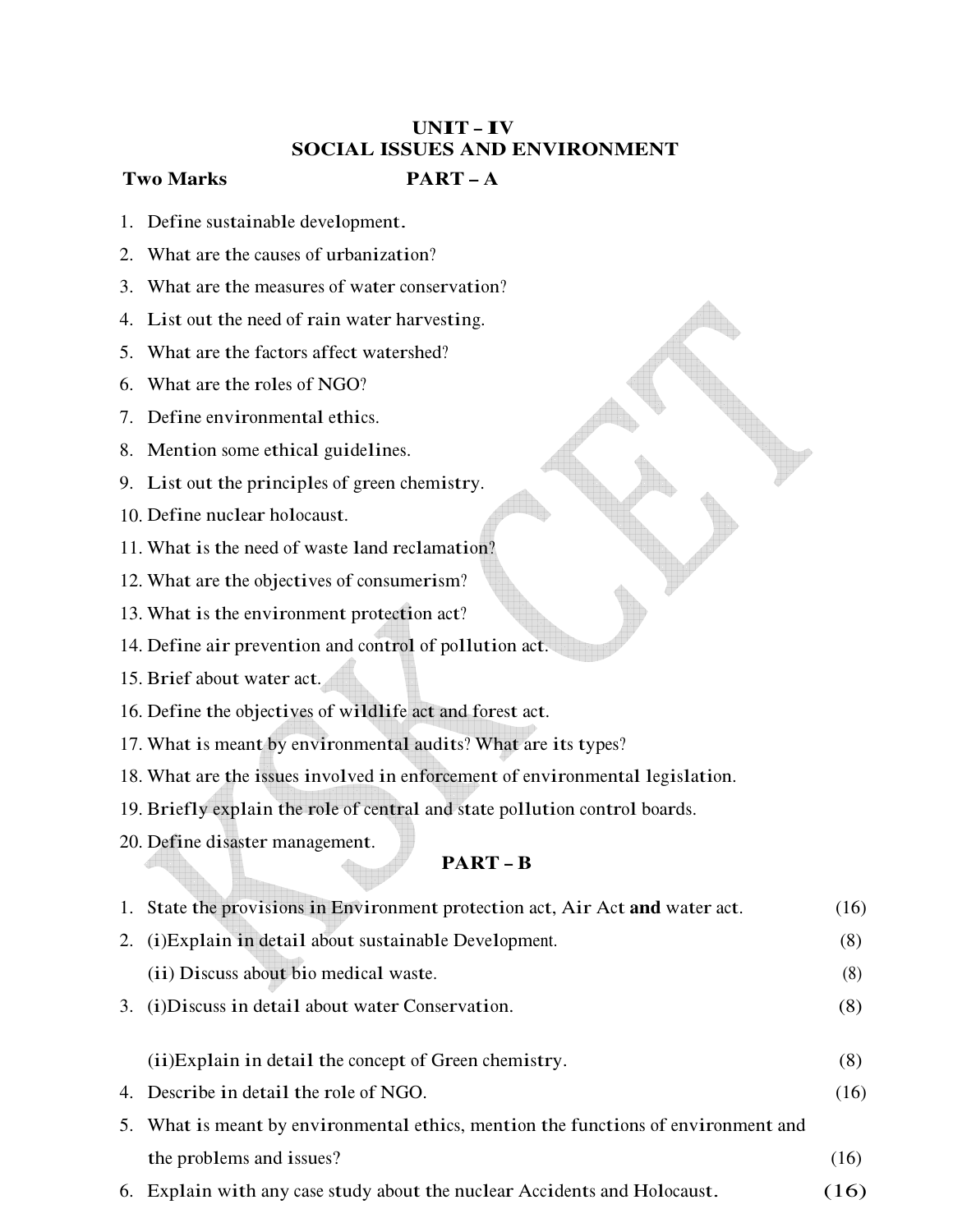# UNIT – IV
## SOCIAL ISSUES AND ENVIRONMENT

**Two Marks** **PART – A**

1. Define sustainable development.
2. What are the causes of urbanization?
3. What are the measures of water conservation?
4. List out the need of rain water harvesting.
5. What are the factors affect watershed?
6. What are the roles of NGO?
7. Define environmental ethics.
8. Mention some ethical guidelines.
9. List out the principles of green chemistry.
10. Define nuclear holocaust.
11. What is the need of waste land reclamation?
12. What are the objectives of consumerism?
13. What is the environment protection act?
14. Define air prevention and control of pollution act.
15. Brief about water act.
16. Define the objectives of wildlife act and forest act.
17. What is meant by environmental audits? What are its types?
18. What are the issues involved in enforcement of environmental legislation.
19. Briefly explain the role of central and state pollution control boards.
20. Define disaster management.

**PART – B**

1. State the provisions in Environment protection act, Air Act **and** water act. (16)
2. (i)Explain in detail about sustainable Development. (8)

   (ii) Discuss about bio medical waste. (8)
3. (i)Discuss in detail about water Conservation. (8)

   (ii)Explain in detail the concept of Green chemistry. (8)
4. Describe in detail the role of NGO. (16)
5. What is meant by environmental ethics, mention the functions of environment and the problems and issues? (16)
6. Explain with any case study about the nuclear Accidents and Holocaust. (16)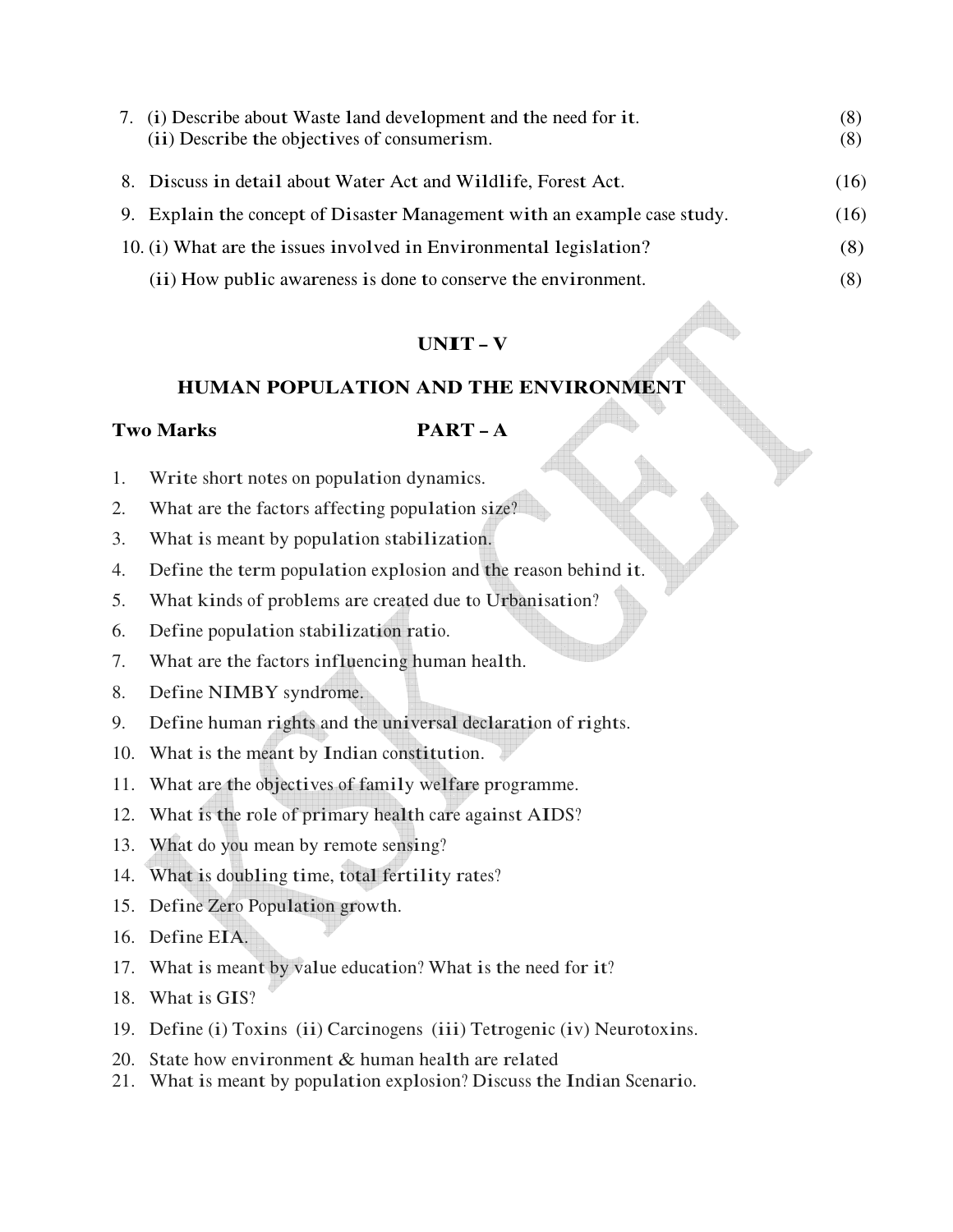7. (i) Describe about Waste land development and the need for it. (8)
   (ii) Describe the objectives of consumerism. (8)

8. Discuss in detail about Water Act and Wildlife, Forest Act. (16)

9. Explain the concept of Disaster Management with an example case study. (16)

10. (i) What are the issues involved in Environmental legislation? (8)

    (ii) How public awareness is done to conserve the environment. (8)

## UNIT – V

## HUMAN POPULATION AND THE ENVIRONMENT

**Two Marks** **PART – A**

1. Write short notes on population dynamics.
2. What are the factors affecting population size?
3. What is meant by population stabilization.
4. Define the term population explosion and the reason behind it.
5. What kinds of problems are created due to Urbanisation?
6. Define population stabilization ratio.
7. What are the factors influencing human health.
8. Define NIMBY syndrome.
9. Define human rights and the universal declaration of rights.
10. What is the meant by Indian constitution.
11. What are the objectives of family welfare programme.
12. What is the role of primary health care against AIDS?
13. What do you mean by remote sensing?
14. What is doubling time, total fertility rates?
15. Define Zero Population growth.
16. Define EIA.
17. What is meant by value education? What is the need for it?
18. What is GIS?
19. Define (i) Toxins (ii) Carcinogens (iii) Tetrogenic (iv) Neurotoxins.
20. State how environment & human health are related
21. What is meant by population explosion? Discuss the Indian Scenario.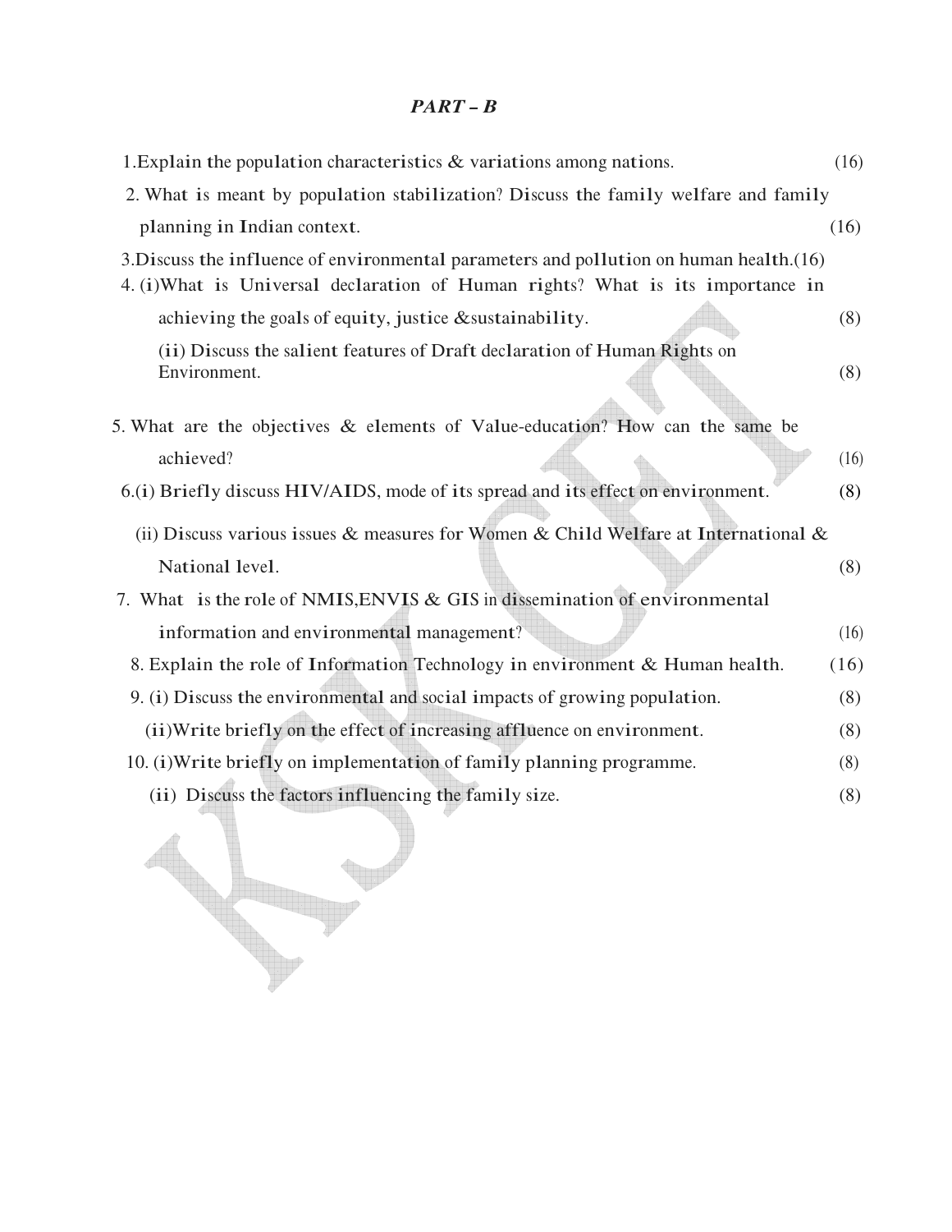## *PART – B*

1. Explain the population characteristics & variations among nations. (16)

2. What is meant by population stabilization? Discuss the family welfare and family planning in Indian context. (16)

3. Discuss the influence of environmental parameters and pollution on human health. (16)

4. (i) What is Universal declaration of Human rights? What is its importance in achieving the goals of equity, justice & sustainability. (8)

   (ii) Discuss the salient features of Draft declaration of Human Rights on Environment. (8)

5. What are the objectives & elements of Value-education? How can the same be achieved? (16)

6. (i) Briefly discuss HIV/AIDS, mode of its spread and its effect on environment. (8)

   (ii) Discuss various issues & measures for Women & Child Welfare at International & National level. (8)

7. What is the role of NMIS, ENVIS & GIS in dissemination of environmental information and environmental management? (16)

8. Explain the role of Information Technology in environment & Human health. (16)

9. (i) Discuss the environmental and social impacts of growing population. (8)

   (ii) Write briefly on the effect of increasing affluence on environment. (8)

10. (i) Write briefly on implementation of family planning programme. (8)

    (ii) Discuss the factors influencing the family size. (8)